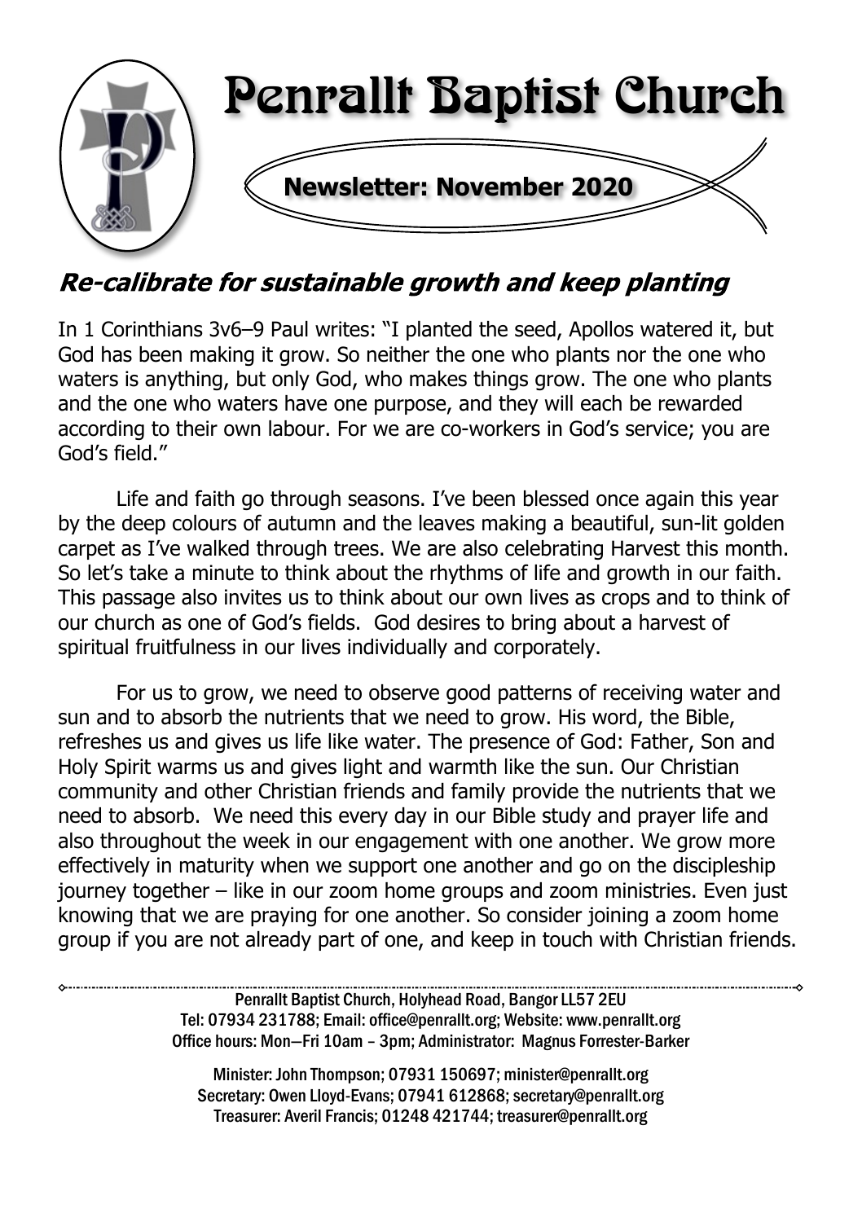# Penrallt Baptist Church

**Newsletter: November 2020**

## *Re-calibrate for sustainable growth and keep planting*

In 1 Corinthians 3v6–9 Paul writes: "I planted the seed, Apollos watered it, but God has been making it grow. So neither the one who plants nor the one who waters is anything, but only God, who makes things grow. The one who plants and the one who waters have one purpose, and they will each be rewarded according to their own labour. For we are co-workers in God's service; you are God's field."

Life and faith go through seasons. I've been blessed once again this year by the deep colours of autumn and the leaves making a beautiful, sun-lit golden carpet as I've walked through trees. We are also celebrating Harvest this month. So let's take a minute to think about the rhythms of life and growth in our faith. This passage also invites us to think about our own lives as crops and to think of our church as one of God's fields. God desires to bring about a harvest of spiritual fruitfulness in our lives individually and corporately.

For us to grow, we need to observe good patterns of receiving water and sun and to absorb the nutrients that we need to grow. His word, the Bible, refreshes us and gives us life like water. The presence of God: Father, Son and Holy Spirit warms us and gives light and warmth like the sun. Our Christian community and other Christian friends and family provide the nutrients that we need to absorb. We need this every day in our Bible study and prayer life and also throughout the week in our engagement with one another. We grow more effectively in maturity when we support one another and go on the discipleship journey together – like in our zoom home groups and zoom ministries. Even just knowing that we are praying for one another. So consider joining a zoom home group if you are not already part of one, and keep in touch with Christian friends.

---

Penrallt Baptist Church, Holyhead Road, Bangor LL57 2EU
Tel: 07934 231788; Email: office@penrallt.org; Website: www.penrallt.org
Office hours: Mon—Fri 10am – 3pm; Administrator: Magnus Forrester-Barker

Minister: John Thompson; 07931 150697; minister@penrallt.org
Secretary: Owen Lloyd-Evans; 07941 612868; secretary@penrallt.org
Treasurer: Averil Francis; 01248 421744; treasurer@penrallt.org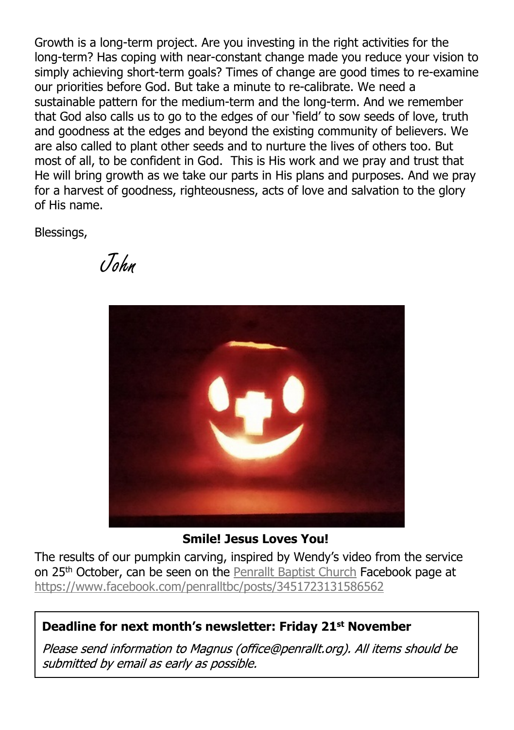Growth is a long-term project. Are you investing in the right activities for the long-term? Has coping with near-constant change made you reduce your vision to simply achieving short-term goals? Times of change are good times to re-examine our priorities before God. But take a minute to re-calibrate. We need a sustainable pattern for the medium-term and the long-term. And we remember that God also calls us to go to the edges of our 'field' to sow seeds of love, truth and goodness at the edges and beyond the existing community of believers. We are also called to plant other seeds and to nurture the lives of others too. But most of all, to be confident in God. This is His work and we pray and trust that He will bring growth as we take our parts in His plans and purposes. And we pray for a harvest of goodness, righteousness, acts of love and salvation to the glory of His name.

Blessings,

*John*

**Smile! Jesus Loves You!**

The results of our pumpkin carving, inspired by Wendy's video from the service on 25th October, can be seen on the Penrallt Baptist Church Facebook page at https://www.facebook.com/penralltbc/posts/3451723131586562

**Deadline for next month's newsletter: Friday 21st November**

*Please send information to Magnus (office@penrallt.org). All items should be submitted by email as early as possible.*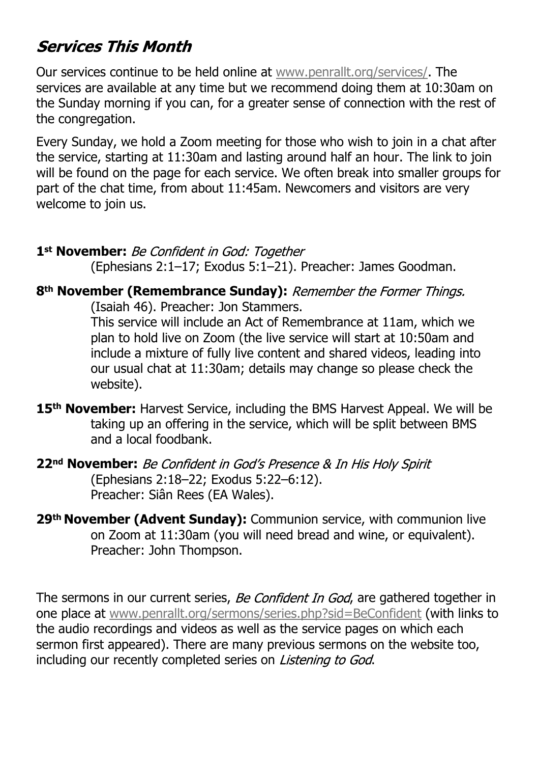## *Services This Month*

Our services continue to be held online at www.penrallt.org/services/. The services are available at any time but we recommend doing them at 10:30am on the Sunday morning if you can, for a greater sense of connection with the rest of the congregation.

Every Sunday, we hold a Zoom meeting for those who wish to join in a chat after the service, starting at 11:30am and lasting around half an hour. The link to join will be found on the page for each service. We often break into smaller groups for part of the chat time, from about 11:45am. Newcomers and visitors are very welcome to join us.

**1st November:** *Be Confident in God: Together* (Ephesians 2:1–17; Exodus 5:1–21). Preacher: James Goodman.

**8th November (Remembrance Sunday):** *Remember the Former Things.* (Isaiah 46). Preacher: Jon Stammers.
This service will include an Act of Remembrance at 11am, which we plan to hold live on Zoom (the live service will start at 10:50am and include a mixture of fully live content and shared videos, leading into our usual chat at 11:30am; details may change so please check the website).

**15th November:** Harvest Service, including the BMS Harvest Appeal. We will be taking up an offering in the service, which will be split between BMS and a local foodbank.

**22nd November:** *Be Confident in God's Presence & In His Holy Spirit* (Ephesians 2:18–22; Exodus 5:22–6:12). Preacher: Siân Rees (EA Wales).

**29th November (Advent Sunday):** Communion service, with communion live on Zoom at 11:30am (you will need bread and wine, or equivalent). Preacher: John Thompson.

The sermons in our current series, *Be Confident In God*, are gathered together in one place at www.penrallt.org/sermons/series.php?sid=BeConfident (with links to the audio recordings and videos as well as the service pages on which each sermon first appeared). There are many previous sermons on the website too, including our recently completed series on *Listening to God*.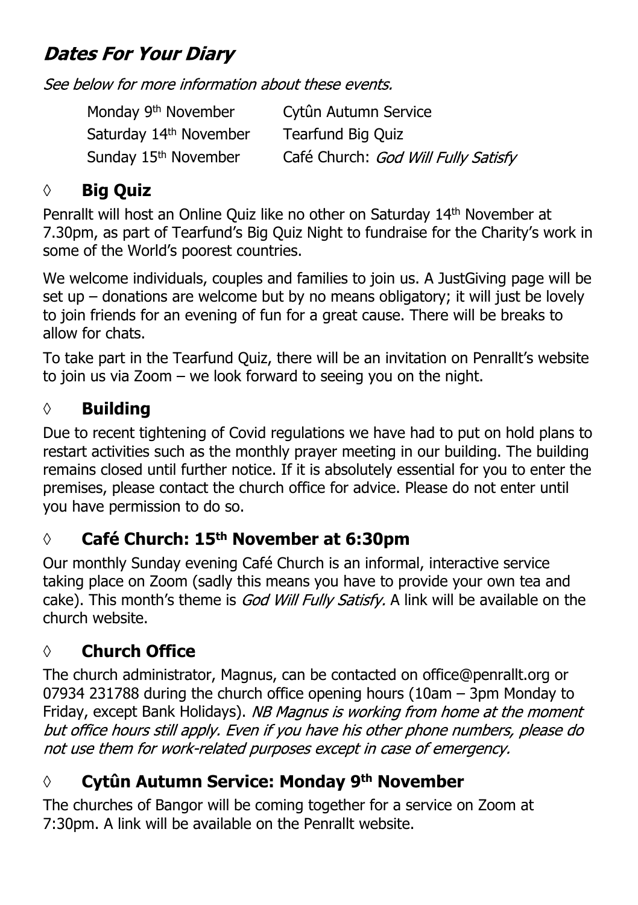# *Dates For Your Diary*

*See below for more information about these events.*

| | |
|---|---|
| Monday 9th November | Cytûn Autumn Service |
| Saturday 14th November | Tearfund Big Quiz |
| Sunday 15th November | Café Church: *God Will Fully Satisfy* |

## ◊ Big Quiz

Penrallt will host an Online Quiz like no other on Saturday 14th November at 7.30pm, as part of Tearfund's Big Quiz Night to fundraise for the Charity's work in some of the World's poorest countries.

We welcome individuals, couples and families to join us. A JustGiving page will be set up – donations are welcome but by no means obligatory; it will just be lovely to join friends for an evening of fun for a great cause. There will be breaks to allow for chats.

To take part in the Tearfund Quiz, there will be an invitation on Penrallt's website to join us via Zoom – we look forward to seeing you on the night.

## ◊ Building

Due to recent tightening of Covid regulations we have had to put on hold plans to restart activities such as the monthly prayer meeting in our building. The building remains closed until further notice. If it is absolutely essential for you to enter the premises, please contact the church office for advice. Please do not enter until you have permission to do so.

## ◊ Café Church: 15th November at 6:30pm

Our monthly Sunday evening Café Church is an informal, interactive service taking place on Zoom (sadly this means you have to provide your own tea and cake). This month's theme is *God Will Fully Satisfy.* A link will be available on the church website.

## ◊ Church Office

The church administrator, Magnus, can be contacted on office@penrallt.org or 07934 231788 during the church office opening hours (10am – 3pm Monday to Friday, except Bank Holidays). *NB Magnus is working from home at the moment but office hours still apply. Even if you have his other phone numbers, please do not use them for work-related purposes except in case of emergency.*

## ◊ Cytûn Autumn Service: Monday 9th November

The churches of Bangor will be coming together for a service on Zoom at 7:30pm. A link will be available on the Penrallt website.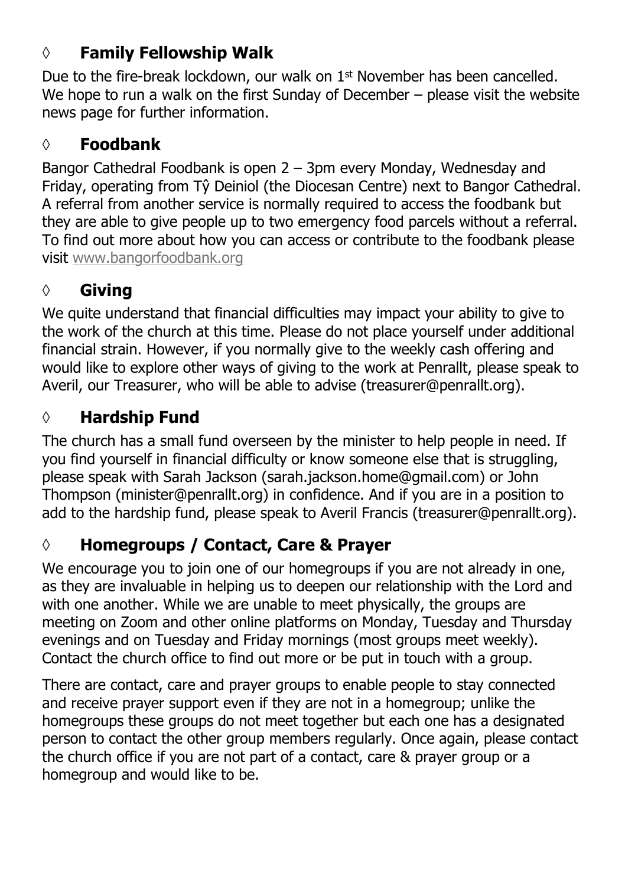## ◊ **Family Fellowship Walk**

Due to the fire-break lockdown, our walk on 1st November has been cancelled. We hope to run a walk on the first Sunday of December – please visit the website news page for further information.

## ◊ **Foodbank**

Bangor Cathedral Foodbank is open 2 – 3pm every Monday, Wednesday and Friday, operating from Tŷ Deiniol (the Diocesan Centre) next to Bangor Cathedral. A referral from another service is normally required to access the foodbank but they are able to give people up to two emergency food parcels without a referral. To find out more about how you can access or contribute to the foodbank please visit www.bangorfoodbank.org

## ◊ **Giving**

We quite understand that financial difficulties may impact your ability to give to the work of the church at this time. Please do not place yourself under additional financial strain. However, if you normally give to the weekly cash offering and would like to explore other ways of giving to the work at Penrallt, please speak to Averil, our Treasurer, who will be able to advise (treasurer@penrallt.org).

## ◊ **Hardship Fund**

The church has a small fund overseen by the minister to help people in need. If you find yourself in financial difficulty or know someone else that is struggling, please speak with Sarah Jackson (sarah.jackson.home@gmail.com) or John Thompson (minister@penrallt.org) in confidence. And if you are in a position to add to the hardship fund, please speak to Averil Francis (treasurer@penrallt.org).

## ◊ **Homegroups / Contact, Care & Prayer**

We encourage you to join one of our homegroups if you are not already in one, as they are invaluable in helping us to deepen our relationship with the Lord and with one another. While we are unable to meet physically, the groups are meeting on Zoom and other online platforms on Monday, Tuesday and Thursday evenings and on Tuesday and Friday mornings (most groups meet weekly). Contact the church office to find out more or be put in touch with a group.

There are contact, care and prayer groups to enable people to stay connected and receive prayer support even if they are not in a homegroup; unlike the homegroups these groups do not meet together but each one has a designated person to contact the other group members regularly. Once again, please contact the church office if you are not part of a contact, care & prayer group or a homegroup and would like to be.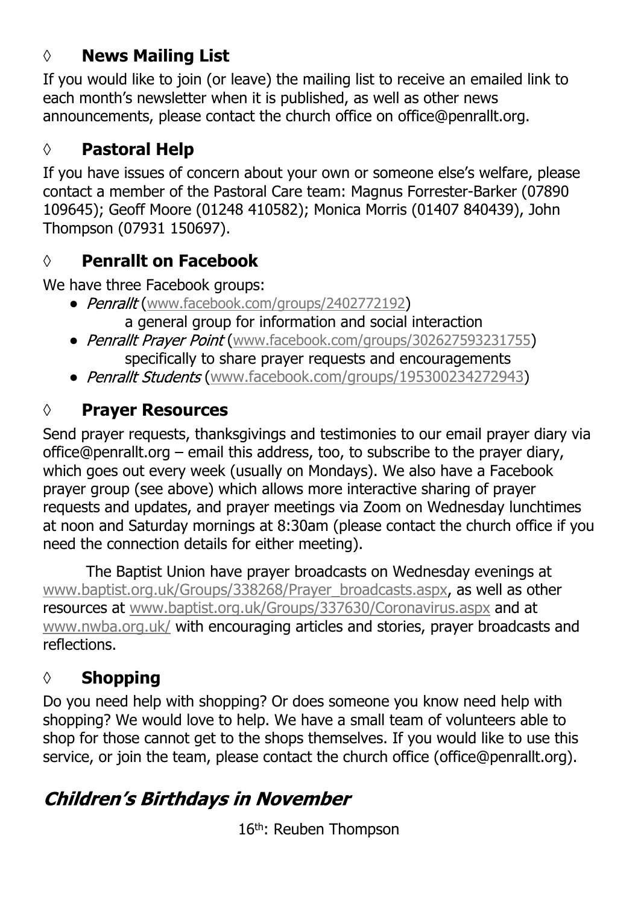## ◊ News Mailing List

If you would like to join (or leave) the mailing list to receive an emailed link to each month's newsletter when it is published, as well as other news announcements, please contact the church office on office@penrallt.org.

## ◊ Pastoral Help

If you have issues of concern about your own or someone else's welfare, please contact a member of the Pastoral Care team: Magnus Forrester-Barker (07890 109645); Geoff Moore (01248 410582); Monica Morris (01407 840439), John Thompson (07931 150697).

## ◊ Penrallt on Facebook

We have three Facebook groups:

- *Penrallt* (www.facebook.com/groups/2402772192)
  a general group for information and social interaction
- *Penrallt Prayer Point* (www.facebook.com/groups/302627593231755)
  specifically to share prayer requests and encouragements
- *Penrallt Students* (www.facebook.com/groups/195300234272943)

## ◊ Prayer Resources

Send prayer requests, thanksgivings and testimonies to our email prayer diary via office@penrallt.org – email this address, too, to subscribe to the prayer diary, which goes out every week (usually on Mondays). We also have a Facebook prayer group (see above) which allows more interactive sharing of prayer requests and updates, and prayer meetings via Zoom on Wednesday lunchtimes at noon and Saturday mornings at 8:30am (please contact the church office if you need the connection details for either meeting).

The Baptist Union have prayer broadcasts on Wednesday evenings at www.baptist.org.uk/Groups/338268/Prayer_broadcasts.aspx, as well as other resources at www.baptist.org.uk/Groups/337630/Coronavirus.aspx and at www.nwba.org.uk/ with encouraging articles and stories, prayer broadcasts and reflections.

## ◊ Shopping

Do you need help with shopping? Or does someone you know need help with shopping? We would love to help. We have a small team of volunteers able to shop for those cannot get to the shops themselves. If you would like to use this service, or join the team, please contact the church office (office@penrallt.org).

# *Children's Birthdays in November*

16th: Reuben Thompson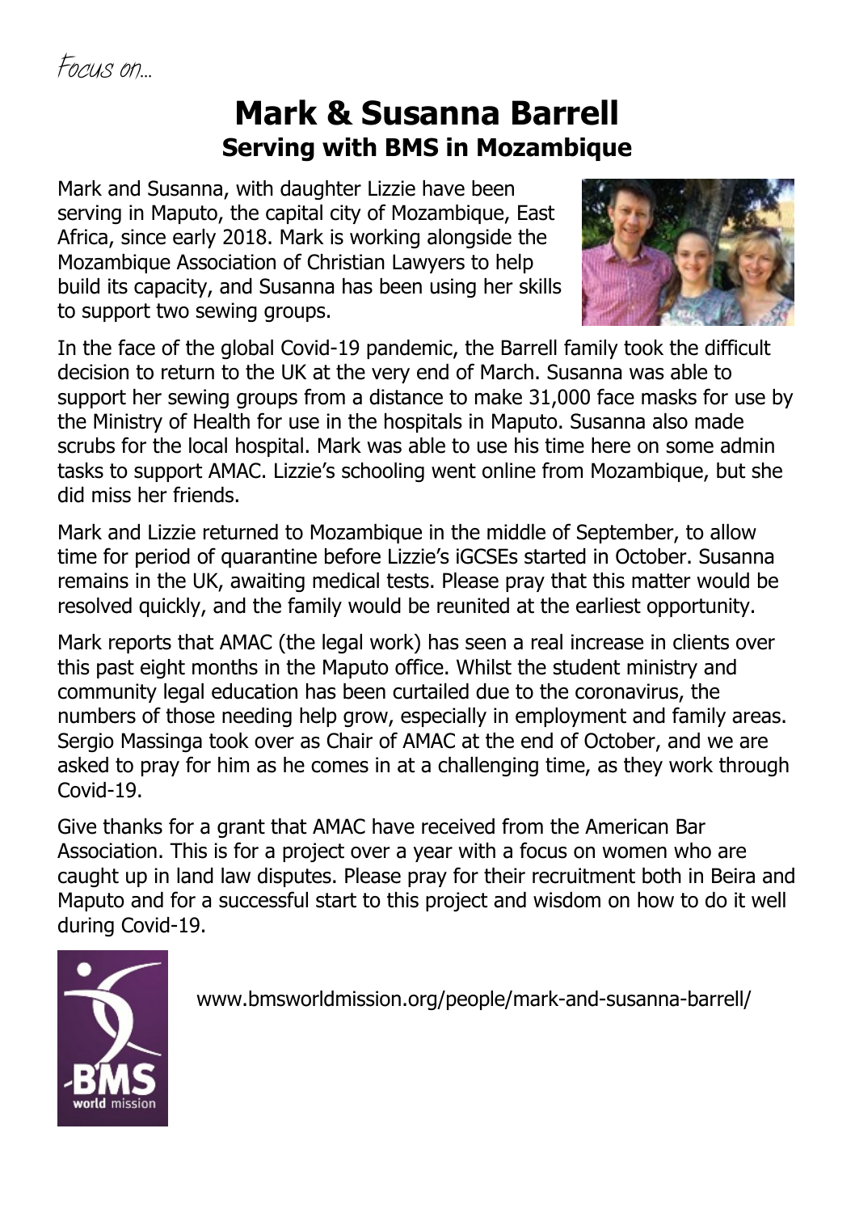*Focus on...*

# Mark & Susanna Barrell

## Serving with BMS in Mozambique

Mark and Susanna, with daughter Lizzie have been serving in Maputo, the capital city of Mozambique, East Africa, since early 2018. Mark is working alongside the Mozambique Association of Christian Lawyers to help build its capacity, and Susanna has been using her skills to support two sewing groups.

In the face of the global Covid-19 pandemic, the Barrell family took the difficult decision to return to the UK at the very end of March. Susanna was able to support her sewing groups from a distance to make 31,000 face masks for use by the Ministry of Health for use in the hospitals in Maputo. Susanna also made scrubs for the local hospital. Mark was able to use his time here on some admin tasks to support AMAC. Lizzie's schooling went online from Mozambique, but she did miss her friends.

Mark and Lizzie returned to Mozambique in the middle of September, to allow time for period of quarantine before Lizzie's iGCSEs started in October. Susanna remains in the UK, awaiting medical tests. Please pray that this matter would be resolved quickly, and the family would be reunited at the earliest opportunity.

Mark reports that AMAC (the legal work) has seen a real increase in clients over this past eight months in the Maputo office. Whilst the student ministry and community legal education has been curtailed due to the coronavirus, the numbers of those needing help grow, especially in employment and family areas. Sergio Massinga took over as Chair of AMAC at the end of October, and we are asked to pray for him as he comes in at a challenging time, as they work through Covid-19.

Give thanks for a grant that AMAC have received from the American Bar Association. This is for a project over a year with a focus on women who are caught up in land law disputes. Please pray for their recruitment both in Beira and Maputo and for a successful start to this project and wisdom on how to do it well during Covid-19.

BMS world mission

www.bmsworldmission.org/people/mark-and-susanna-barrell/